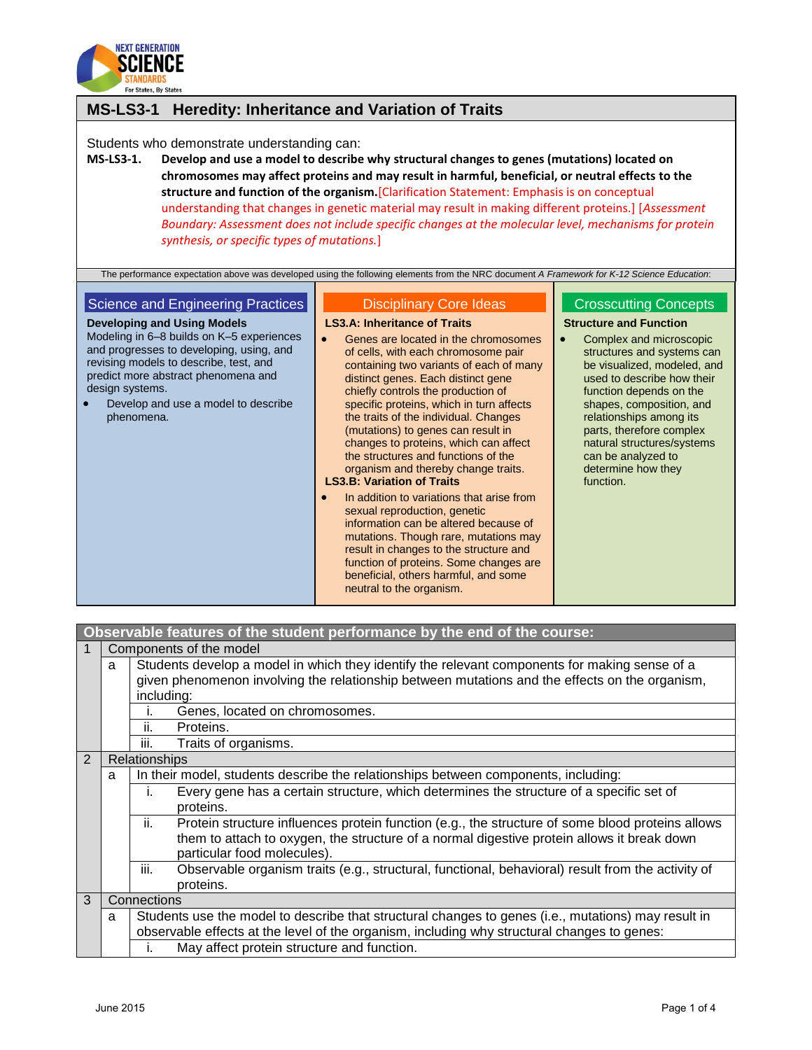# MS-LS3-1 Heredity: Inheritance and Variation of Traits

Students who demonstrate understanding can:

**MS-LS3-1. Develop and use a model to describe why structural changes to genes (mutations) located on chromosomes may affect proteins and may result in harmful, beneficial, or neutral effects to the structure and function of the organism.** [Clarification Statement: Emphasis is on conceptual understanding that changes in genetic material may result in making different proteins.] [*Assessment Boundary: Assessment does not include specific changes at the molecular level, mechanisms for protein synthesis, or specific types of mutations.*]

The performance expectation above was developed using the following elements from the NRC document *A Framework for K-12 Science Education*:

## Science and Engineering Practices

**Developing and Using Models**

Modeling in 6–8 builds on K–5 experiences and progresses to developing, using, and revising models to describe, test, and predict more abstract phenomena and design systems.

- Develop and use a model to describe phenomena.

## Disciplinary Core Ideas

**LS3.A: Inheritance of Traits**

- Genes are located in the chromosomes of cells, with each chromosome pair containing two variants of each of many distinct genes. Each distinct gene chiefly controls the production of specific proteins, which in turn affects the traits of the individual. Changes (mutations) to genes can result in changes to proteins, which can affect the structures and functions of the organism and thereby change traits.

**LS3.B: Variation of Traits**

- In addition to variations that arise from sexual reproduction, genetic information can be altered because of mutations. Though rare, mutations may result in changes to the structure and function of proteins. Some changes are beneficial, others harmful, and some neutral to the organism.

## Crosscutting Concepts

**Structure and Function**

- Complex and microscopic structures and systems can be visualized, modeled, and used to describe how their function depends on the shapes, composition, and relationships among its parts, therefore complex natural structures/systems can be analyzed to determine how they function.

## Observable features of the student performance by the end of the course:

1. Components of the model
   a. Students develop a model in which they identify the relevant components for making sense of a given phenomenon involving the relationship between mutations and the effects on the organism, including:
      i. Genes, located on chromosomes.
      ii. Proteins.
      iii. Traits of organisms.
2. Relationships
   a. In their model, students describe the relationships between components, including:
      i. Every gene has a certain structure, which determines the structure of a specific set of proteins.
      ii. Protein structure influences protein function (e.g., the structure of some blood proteins allows them to attach to oxygen, the structure of a normal digestive protein allows it break down particular food molecules).
      iii. Observable organism traits (e.g., structural, functional, behavioral) result from the activity of proteins.
3. Connections
   a. Students use the model to describe that structural changes to genes (i.e., mutations) may result in observable effects at the level of the organism, including why structural changes to genes:
      i. May affect protein structure and function.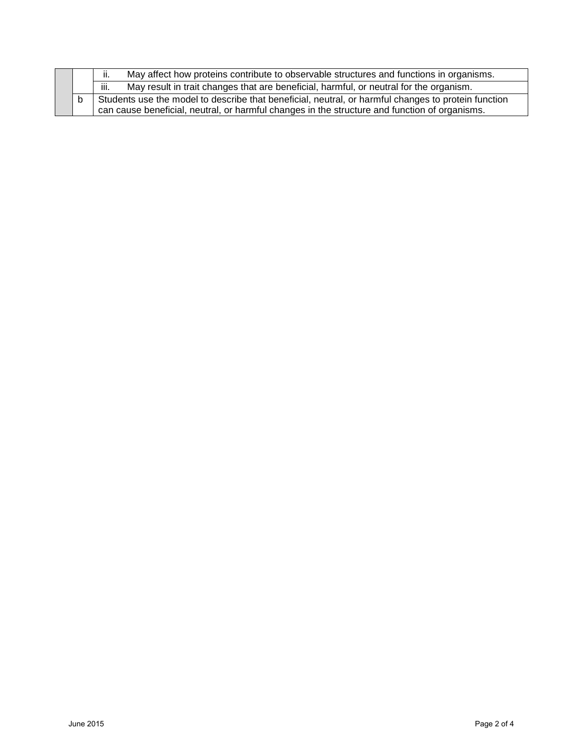| | | |
|---|---|---|
| | | ii. May affect how proteins contribute to observable structures and functions in organisms. |
| | | iii. May result in trait changes that are beneficial, harmful, or neutral for the organism. |
| | b | Students use the model to describe that beneficial, neutral, or harmful changes to protein function can cause beneficial, neutral, or harmful changes in the structure and function of organisms. |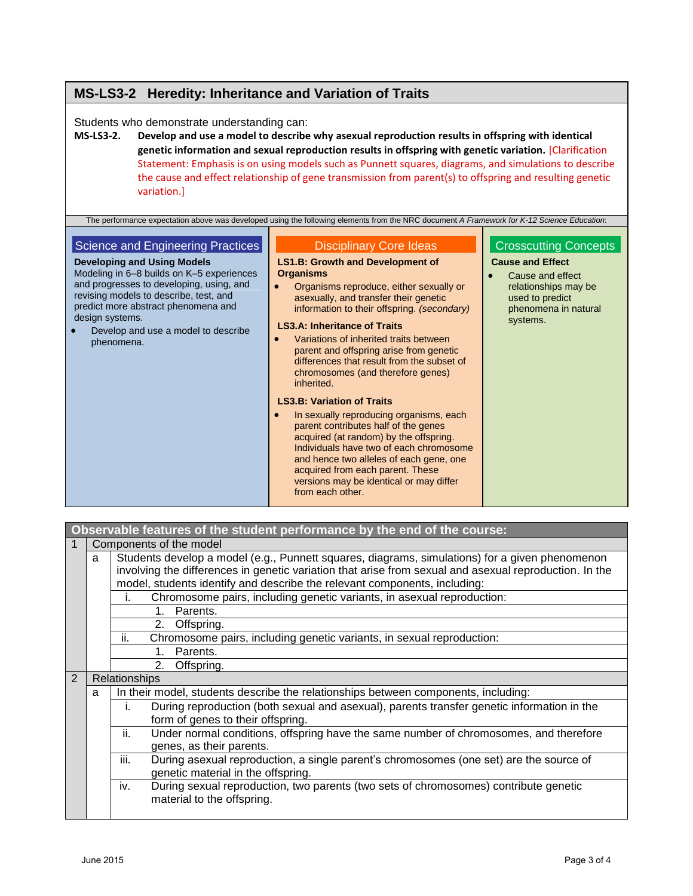## MS-LS3-2 Heredity: Inheritance and Variation of Traits

Students who demonstrate understanding can:

**MS-LS3-2.** **Develop and use a model to describe why asexual reproduction results in offspring with identical genetic information and sexual reproduction results in offspring with genetic variation.** [Clarification Statement: Emphasis is on using models such as Punnett squares, diagrams, and simulations to describe the cause and effect relationship of gene transmission from parent(s) to offspring and resulting genetic variation.]

The performance expectation above was developed using the following elements from the NRC document *A Framework for K-12 Science Education*:

### Science and Engineering Practices

**Developing and Using Models**

Modeling in 6–8 builds on K–5 experiences and progresses to developing, using, and revising models to describe, test, and predict more abstract phenomena and design systems.

- Develop and use a model to describe phenomena.

### Disciplinary Core Ideas

**LS1.B: Growth and Development of Organisms**

- Organisms reproduce, either sexually or asexually, and transfer their genetic information to their offspring. *(secondary)*

**LS3.A: Inheritance of Traits**

- Variations of inherited traits between parent and offspring arise from genetic differences that result from the subset of chromosomes (and therefore genes) inherited.

**LS3.B: Variation of Traits**

- In sexually reproducing organisms, each parent contributes half of the genes acquired (at random) by the offspring. Individuals have two of each chromosome and hence two alleles of each gene, one acquired from each parent. These versions may be identical or may differ from each other.

### Crosscutting Concepts

**Cause and Effect**

- Cause and effect relationships may be used to predict phenomena in natural systems.

## Observable features of the student performance by the end of the course:

1. Components of the model
   - a. Students develop a model (e.g., Punnett squares, diagrams, simulations) for a given phenomenon involving the differences in genetic variation that arise from sexual and asexual reproduction. In the model, students identify and describe the relevant components, including:
     - i. Chromosome pairs, including genetic variants, in asexual reproduction:
       1. Parents.
       2. Offspring.
     - ii. Chromosome pairs, including genetic variants, in sexual reproduction:
       1. Parents.
       2. Offspring.
2. Relationships
   - a. In their model, students describe the relationships between components, including:
     - i. During reproduction (both sexual and asexual), parents transfer genetic information in the form of genes to their offspring.
     - ii. Under normal conditions, offspring have the same number of chromosomes, and therefore genes, as their parents.
     - iii. During asexual reproduction, a single parent's chromosomes (one set) are the source of genetic material in the offspring.
     - iv. During sexual reproduction, two parents (two sets of chromosomes) contribute genetic material to the offspring.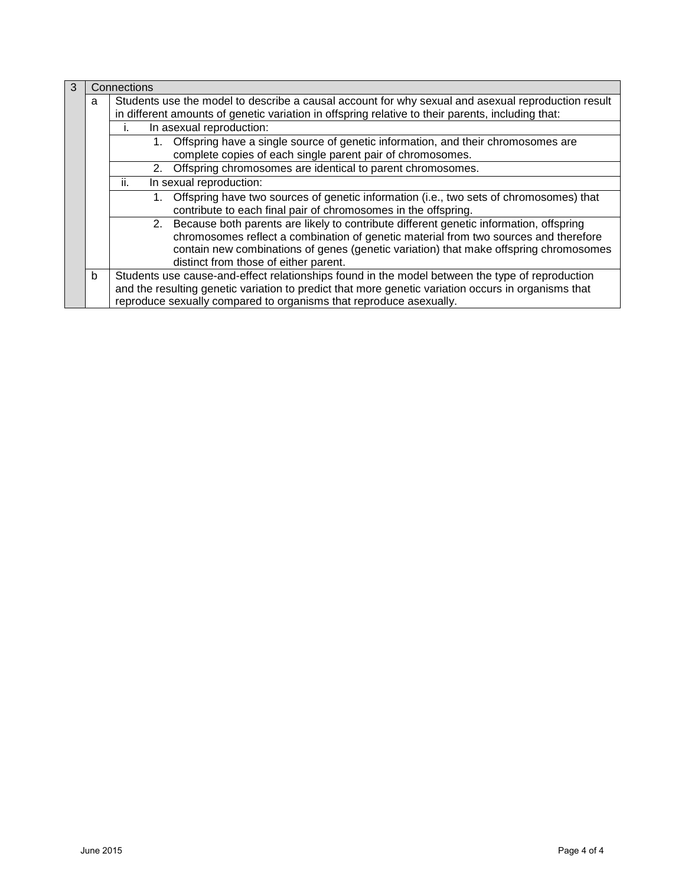| | | |
|---|---|---|
| 3 | Connections | |
| | a | Students use the model to describe a causal account for why sexual and asexual reproduction result in different amounts of genetic variation in offspring relative to their parents, including that: |
| | | i. In asexual reproduction: |
| | | 1. Offspring have a single source of genetic information, and their chromosomes are complete copies of each single parent pair of chromosomes. |
| | | 2. Offspring chromosomes are identical to parent chromosomes. |
| | | ii. In sexual reproduction: |
| | | 1. Offspring have two sources of genetic information (i.e., two sets of chromosomes) that contribute to each final pair of chromosomes in the offspring. |
| | | 2. Because both parents are likely to contribute different genetic information, offspring chromosomes reflect a combination of genetic material from two sources and therefore contain new combinations of genes (genetic variation) that make offspring chromosomes distinct from those of either parent. |
| | b | Students use cause-and-effect relationships found in the model between the type of reproduction and the resulting genetic variation to predict that more genetic variation occurs in organisms that reproduce sexually compared to organisms that reproduce asexually. |